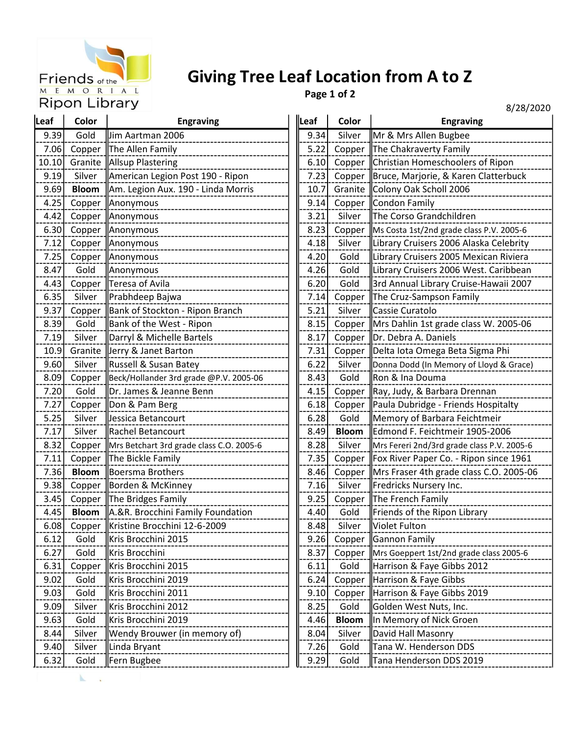Friends of the MEMORIAL Ripon Library

# Giving Tree Leaf Location from A to Z

8/28/2020

| Leaf | Color | Engraving |
|---|---|---|
| 9.39 | Gold | Jim Aartman 2006 |
| 7.06 | Copper | The Allen Family |
| 10.10 | Granite | Allsup Plastering |
| 9.19 | Silver | American Legion Post 190 - Ripon |
| 9.69 | **Bloom** | Am. Legion Aux. 190 - Linda Morris |
| 4.25 | Copper | Anonymous |
| 4.42 | Copper | Anonymous |
| 6.30 | Copper | Anonymous |
| 7.12 | Copper | Anonymous |
| 7.25 | Copper | Anonymous |
| 8.47 | Gold | Anonymous |
| 4.43 | Copper | Teresa of Avila |
| 6.35 | Silver | Prabhdeep Bajwa |
| 9.37 | Copper | Bank of Stockton - Ripon Branch |
| 8.39 | Gold | Bank of the West - Ripon |
| 7.19 | Silver | Darryl & Michelle Bartels |
| 10.9 | Granite | Jerry & Janet Barton |
| 9.60 | Silver | Russell & Susan Batey |
| 8.09 | Copper | Beck/Hollander 3rd grade @P.V. 2005-06 |
| 7.20 | Gold | Dr. James & Jeanne Benn |
| 7.27 | Copper | Don & Pam Berg |
| 5.25 | Silver | Jessica Betancourt |
| 7.17 | Silver | Rachel Betancourt |
| 8.32 | Copper | Mrs Betchart 3rd grade class C.O. 2005-6 |
| 7.11 | Copper | The Bickle Family |
| 7.36 | **Bloom** | Boersma Brothers |
| 9.38 | Copper | Borden & McKinney |
| 3.45 | Copper | The Bridges Family |
| 4.45 | **Bloom** | A.&R. Brocchini Family Foundation |
| 6.08 | Copper | Kristine Brocchini 12-6-2009 |
| 6.12 | Gold | Kris Brocchini 2015 |
| 6.27 | Gold | Kris Brocchini |
| 6.31 | Copper | Kris Brocchini 2015 |
| 9.02 | Gold | Kris Brocchini 2019 |
| 9.03 | Gold | Kris Brocchini 2011 |
| 9.09 | Silver | Kris Brocchini 2012 |
| 9.63 | Gold | Kris Brocchini 2019 |
| 8.44 | Silver | Wendy Brouwer (in memory of) |
| 9.40 | Silver | Linda Bryant |
| 6.32 | Gold | Fern Bugbee |
| 9.34 | Silver | Mr & Mrs Allen Bugbee |
| 5.22 | Copper | The Chakraverty Family |
| 6.10 | Copper | Christian Homeschoolers of Ripon |
| 7.23 | Copper | Bruce, Marjorie, & Karen Clatterbuck |
| 10.7 | Granite | Colony Oak Scholl 2006 |
| 9.14 | Copper | Condon Family |
| 3.21 | Silver | The Corso Grandchildren |
| 8.23 | Copper | Ms Costa 1st/2nd grade class P.V. 2005-6 |
| 4.18 | Silver | Library Cruisers 2006 Alaska Celebrity |
| 4.20 | Gold | Library Cruisers 2005 Mexican Riviera |
| 4.26 | Gold | Library Cruisers 2006 West. Caribbean |
| 6.20 | Gold | 3rd Annual Library Cruise-Hawaii 2007 |
| 7.14 | Copper | The Cruz-Sampson Family |
| 5.21 | Silver | Cassie Curatolo |
| 8.15 | Copper | Mrs Dahlin 1st grade class W. 2005-06 |
| 8.17 | Copper | Dr. Debra A. Daniels |
| 7.31 | Copper | Delta Iota Omega Beta Sigma Phi |
| 6.22 | Silver | Donna Dodd (In Memory of Lloyd & Grace) |
| 8.43 | Gold | Ron & Ina Douma |
| 4.15 | Copper | Ray, Judy, & Barbara Drennan |
| 6.18 | Copper | Paula Dubridge - Friends Hospitalty |
| 6.28 | Gold | Memory of Barbara Feichtmeir |
| 8.49 | **Bloom** | Edmond F. Feichtmeir 1905-2006 |
| 8.28 | Silver | Mrs Fereri 2nd/3rd grade class P.V. 2005-6 |
| 7.35 | Copper | Fox River Paper Co. - Ripon since 1961 |
| 8.46 | Copper | Mrs Fraser 4th grade class C.O. 2005-06 |
| 7.16 | Silver | Fredricks Nursery Inc. |
| 9.25 | Copper | The French Family |
| 4.40 | Gold | Friends of the Ripon Library |
| 8.48 | Silver | Violet Fulton |
| 9.26 | Copper | Gannon Family |
| 8.37 | Copper | Mrs Goeppert 1st/2nd grade class 2005-6 |
| 6.11 | Gold | Harrison & Faye Gibbs 2012 |
| 6.24 | Copper | Harrison & Faye Gibbs |
| 9.10 | Copper | Harrison & Faye Gibbs 2019 |
| 8.25 | Gold | Golden West Nuts, Inc. |
| 4.46 | **Bloom** | In Memory of Nick Groen |
| 8.04 | Silver | David Hall Masonry |
| 7.26 | Gold | Tana W. Henderson DDS |
| 9.29 | Gold | Tana Henderson DDS 2019 |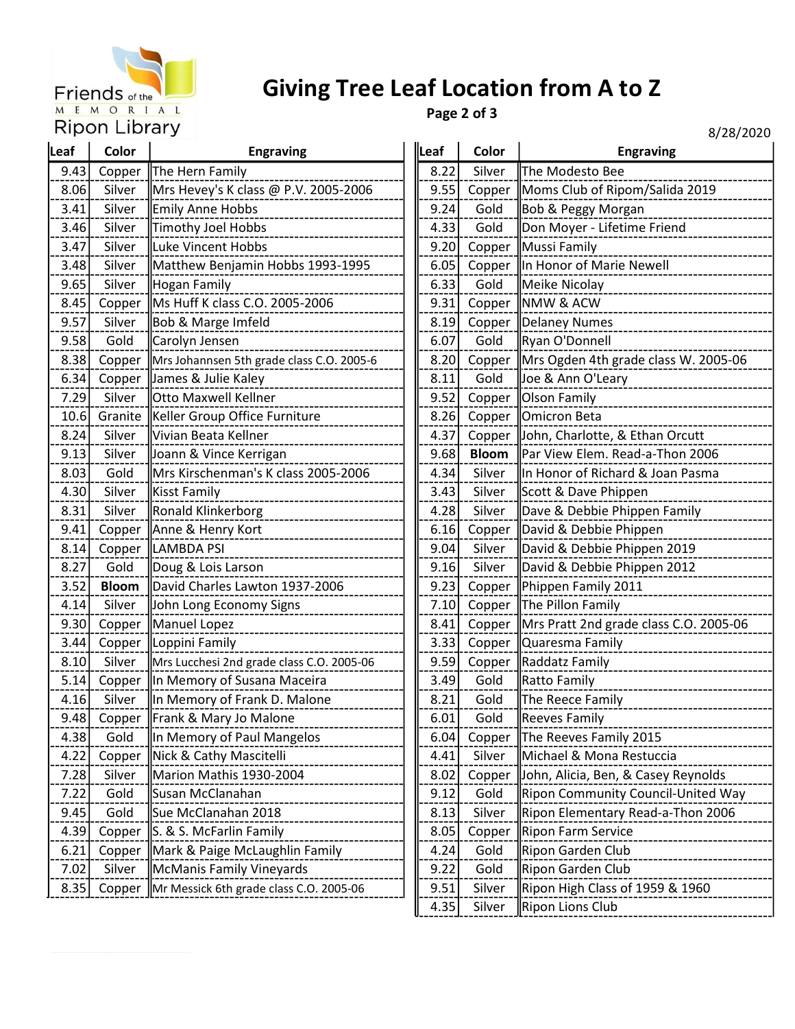# Giving Tree Leaf Location from A to Z

8/28/2020

| Leaf | Color | Engraving |
|---|---|---|
| 9.43 | Copper | The Hern Family |
| 8.06 | Silver | Mrs Hevey's K class @ P.V. 2005-2006 |
| 3.41 | Silver | Emily Anne Hobbs |
| 3.46 | Silver | Timothy Joel Hobbs |
| 3.47 | Silver | Luke Vincent Hobbs |
| 3.48 | Silver | Matthew Benjamin Hobbs 1993-1995 |
| 9.65 | Silver | Hogan Family |
| 8.45 | Copper | Ms Huff K class C.O. 2005-2006 |
| 9.57 | Silver | Bob & Marge Imfeld |
| 9.58 | Gold | Carolyn Jensen |
| 8.38 | Copper | Mrs Johannsen 5th grade class C.O. 2005-6 |
| 6.34 | Copper | James & Julie Kaley |
| 7.29 | Silver | Otto Maxwell Kellner |
| 10.6 | Granite | Keller Group Office Furniture |
| 8.24 | Silver | Vivian Beata Kellner |
| 9.13 | Silver | Joann & Vince Kerrigan |
| 8.03 | Gold | Mrs Kirschenman's K class 2005-2006 |
| 4.30 | Silver | Kisst Family |
| 8.31 | Silver | Ronald Klinkerborg |
| 9.41 | Copper | Anne & Henry Kort |
| 8.14 | Copper | LAMBDA PSI |
| 8.27 | Gold | Doug & Lois Larson |
| 3.52 | **Bloom** | David Charles Lawton 1937-2006 |
| 4.14 | Silver | John Long Economy Signs |
| 9.30 | Copper | Manuel Lopez |
| 3.44 | Copper | Loppini Family |
| 8.10 | Silver | Mrs Lucchesi 2nd grade class C.O. 2005-06 |
| 5.14 | Copper | In Memory of Susana Maceira |
| 4.16 | Silver | In Memory of Frank D. Malone |
| 9.48 | Copper | Frank & Mary Jo Malone |
| 4.38 | Gold | In Memory of Paul Mangelos |
| 4.22 | Copper | Nick & Cathy Mascitelli |
| 7.28 | Silver | Marion Mathis 1930-2004 |
| 7.22 | Gold | Susan McClanahan |
| 9.45 | Gold | Sue McClanahan 2018 |
| 4.39 | Copper | S. & S. McFarlin Family |
| 6.21 | Copper | Mark & Paige McLaughlin Family |
| 7.02 | Silver | McManis Family Vineyards |
| 8.35 | Copper | Mr Messick 6th grade class C.O. 2005-06 |
| 8.22 | Silver | The Modesto Bee |
| 9.55 | Copper | Moms Club of Ripom/Salida 2019 |
| 9.24 | Gold | Bob & Peggy Morgan |
| 4.33 | Gold | Don Moyer - Lifetime Friend |
| 9.20 | Copper | Mussi Family |
| 6.05 | Copper | In Honor of Marie Newell |
| 6.33 | Gold | Meike Nicolay |
| 9.31 | Copper | NMW & ACW |
| 8.19 | Copper | Delaney Numes |
| 6.07 | Gold | Ryan O'Donnell |
| 8.20 | Copper | Mrs Ogden 4th grade class W. 2005-06 |
| 8.11 | Gold | Joe & Ann O'Leary |
| 9.52 | Copper | Olson Family |
| 8.26 | Copper | Omicron Beta |
| 4.37 | Copper | John, Charlotte, & Ethan Orcutt |
| 9.68 | **Bloom** | Par View Elem. Read-a-Thon 2006 |
| 4.34 | Silver | In Honor of Richard & Joan Pasma |
| 3.43 | Silver | Scott & Dave Phippen |
| 4.28 | Silver | Dave & Debbie Phippen Family |
| 6.16 | Copper | David & Debbie Phippen |
| 9.04 | Silver | David & Debbie Phippen 2019 |
| 9.16 | Silver | David & Debbie Phippen 2012 |
| 9.23 | Copper | Phippen Family 2011 |
| 7.10 | Copper | The Pillon Family |
| 8.41 | Copper | Mrs Pratt 2nd grade class C.O. 2005-06 |
| 3.33 | Copper | Quaresma Family |
| 9.59 | Copper | Raddatz Family |
| 3.49 | Gold | Ratto Family |
| 8.21 | Gold | The Reece Family |
| 6.01 | Gold | Reeves Family |
| 6.04 | Copper | The Reeves Family 2015 |
| 4.41 | Silver | Michael & Mona Restuccia |
| 8.02 | Copper | John, Alicia, Ben, & Casey Reynolds |
| 9.12 | Gold | Ripon Community Council-United Way |
| 8.13 | Silver | Ripon Elementary Read-a-Thon 2006 |
| 8.05 | Copper | Ripon Farm Service |
| 4.24 | Gold | Ripon Garden Club |
| 9.22 | Gold | Ripon Garden Club |
| 9.51 | Silver | Ripon High Class of 1959 & 1960 |
| 4.35 | Silver | Ripon Lions Club |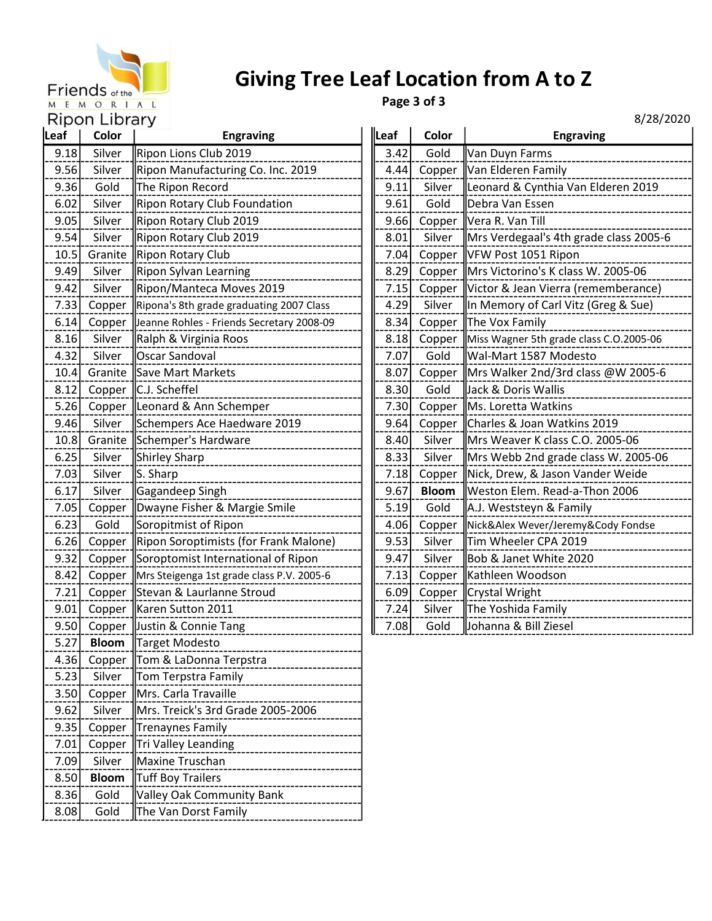# Giving Tree Leaf Location from A to Z

**Page 3 of 3**

8/28/2020

| Leaf | Color | Engraving |
|---|---|---|
| 9.18 | Silver | Ripon Lions Club 2019 |
| 9.56 | Silver | Ripon Manufacturing Co. Inc. 2019 |
| 9.36 | Gold | The Ripon Record |
| 6.02 | Silver | Ripon Rotary Club Foundation |
| 9.05 | Silver | Ripon Rotary Club 2019 |
| 9.54 | Silver | Ripon Rotary Club 2019 |
| 10.5 | Granite | Ripon Rotary Club |
| 9.49 | Silver | Ripon Sylvan Learning |
| 9.42 | Silver | Ripon/Manteca Moves 2019 |
| 7.33 | Copper | Ripona's 8th grade graduating 2007 Class |
| 6.14 | Copper | Jeanne Rohles - Friends Secretary 2008-09 |
| 8.16 | Silver | Ralph & Virginia Roos |
| 4.32 | Silver | Oscar Sandoval |
| 10.4 | Granite | Save Mart Markets |
| 8.12 | Copper | C.J. Scheffel |
| 5.26 | Copper | Leonard & Ann Schemper |
| 9.46 | Silver | Schempers Ace Haedware 2019 |
| 10.8 | Granite | Schemper's Hardware |
| 6.25 | Silver | Shirley Sharp |
| 7.03 | Silver | S. Sharp |
| 6.17 | Silver | Gagandeep Singh |
| 7.05 | Copper | Dwayne Fisher & Margie Smile |
| 6.23 | Gold | Soropitmist of Ripon |
| 6.26 | Copper | Ripon Soroptimists (for Frank Malone) |
| 9.32 | Copper | Soroptomist International of Ripon |
| 8.42 | Copper | Mrs Steigenga 1st grade class P.V. 2005-6 |
| 7.21 | Copper | Stevan & Laurlanne Stroud |
| 9.01 | Copper | Karen Sutton 2011 |
| 9.50 | Copper | Justin & Connie Tang |
| 5.27 | **Bloom** | Target Modesto |
| 4.36 | Copper | Tom & LaDonna Terpstra |
| 5.23 | Silver | Tom Terpstra Family |
| 3.50 | Copper | Mrs. Carla Travaille |
| 9.62 | Silver | Mrs. Treick's 3rd Grade 2005-2006 |
| 9.35 | Copper | Trenaynes Family |
| 7.01 | Copper | Tri Valley Leanding |
| 7.09 | Silver | Maxine Truschan |
| 8.50 | **Bloom** | Tuff Boy Trailers |
| 8.36 | Gold | Valley Oak Community Bank |
| 8.08 | Gold | The Van Dorst Family |
| 3.42 | Gold | Van Duyn Farms |
| 4.44 | Copper | Van Elderen Family |
| 9.11 | Silver | Leonard & Cynthia Van Elderen 2019 |
| 9.61 | Gold | Debra Van Essen |
| 9.66 | Copper | Vera R. Van Till |
| 8.01 | Silver | Mrs Verdegaal's 4th grade class 2005-6 |
| 7.04 | Copper | VFW Post 1051 Ripon |
| 8.29 | Copper | Mrs Victorino's K class W. 2005-06 |
| 7.15 | Copper | Victor & Jean Vierra (rememberance) |
| 4.29 | Silver | In Memory of Carl Vitz (Greg & Sue) |
| 8.34 | Copper | The Vox Family |
| 8.18 | Copper | Miss Wagner 5th grade class C.O.2005-06 |
| 7.07 | Gold | Wal-Mart 1587 Modesto |
| 8.07 | Copper | Mrs Walker 2nd/3rd class @W 2005-6 |
| 8.30 | Gold | Jack & Doris Wallis |
| 7.30 | Copper | Ms. Loretta Watkins |
| 9.64 | Copper | Charles & Joan Watkins 2019 |
| 8.40 | Silver | Mrs Weaver K class C.O. 2005-06 |
| 8.33 | Silver | Mrs Webb 2nd grade class W. 2005-06 |
| 7.18 | Copper | Nick, Drew, & Jason Vander Weide |
| 9.67 | **Bloom** | Weston Elem. Read-a-Thon 2006 |
| 5.19 | Gold | A.J. Weststeyn & Family |
| 4.06 | Copper | Nick&Alex Wever/Jeremy&Cody Fondse |
| 9.53 | Silver | Tim Wheeler CPA 2019 |
| 9.47 | Silver | Bob & Janet White 2020 |
| 7.13 | Copper | Kathleen Woodson |
| 6.09 | Copper | Crystal Wright |
| 7.24 | Silver | The Yoshida Family |
| 7.08 | Gold | Johanna & Bill Ziesel |